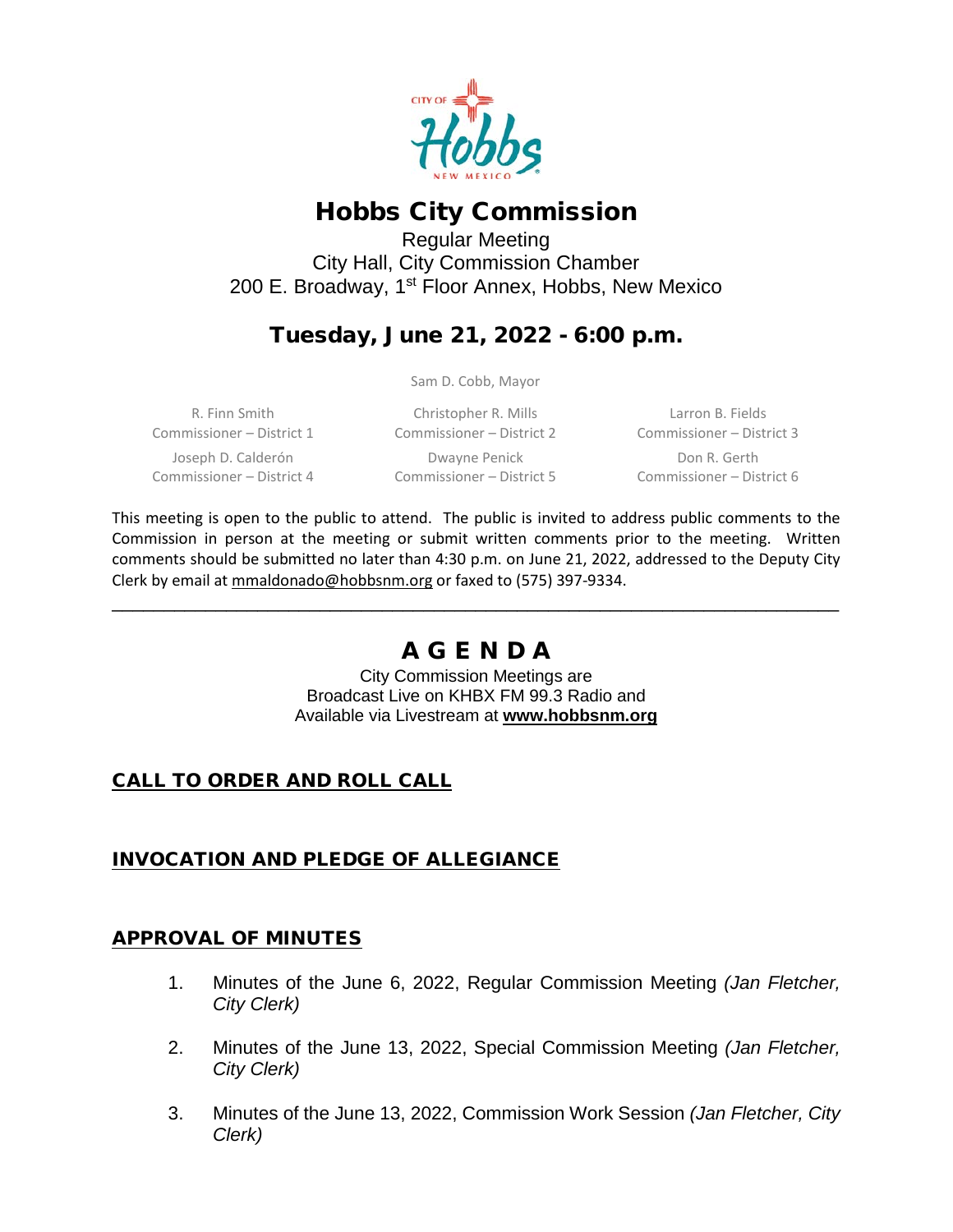# Hobbs City Commission

Regular Meeting
City Hall, City Commission Chamber
200 E. Broadway, 1st Floor Annex, Hobbs, New Mexico

## Tuesday, June 21, 2022 - 6:00 p.m.

Sam D. Cobb, Mayor

| | | |
|---|---|---|
| R. Finn Smith<br>Commissioner – District 1 | Christopher R. Mills<br>Commissioner – District 2 | Larron B. Fields<br>Commissioner – District 3 |
| Joseph D. Calderón<br>Commissioner – District 4 | Dwayne Penick<br>Commissioner – District 5 | Don R. Gerth<br>Commissioner – District 6 |

This meeting is open to the public to attend. The public is invited to address public comments to the Commission in person at the meeting or submit written comments prior to the meeting. Written comments should be submitted no later than 4:30 p.m. on June 21, 2022, addressed to the Deputy City Clerk by email at mmaldonado@hobbsnm.org or faxed to (575) 397-9334.

---

## A G E N D A

City Commission Meetings are
Broadcast Live on KHBX FM 99.3 Radio and
Available via Livestream at **www.hobbsnm.org**

### CALL TO ORDER AND ROLL CALL

### INVOCATION AND PLEDGE OF ALLEGIANCE

### APPROVAL OF MINUTES

1. Minutes of the June 6, 2022, Regular Commission Meeting *(Jan Fletcher, City Clerk)*

2. Minutes of the June 13, 2022, Special Commission Meeting *(Jan Fletcher, City Clerk)*

3. Minutes of the June 13, 2022, Commission Work Session *(Jan Fletcher, City Clerk)*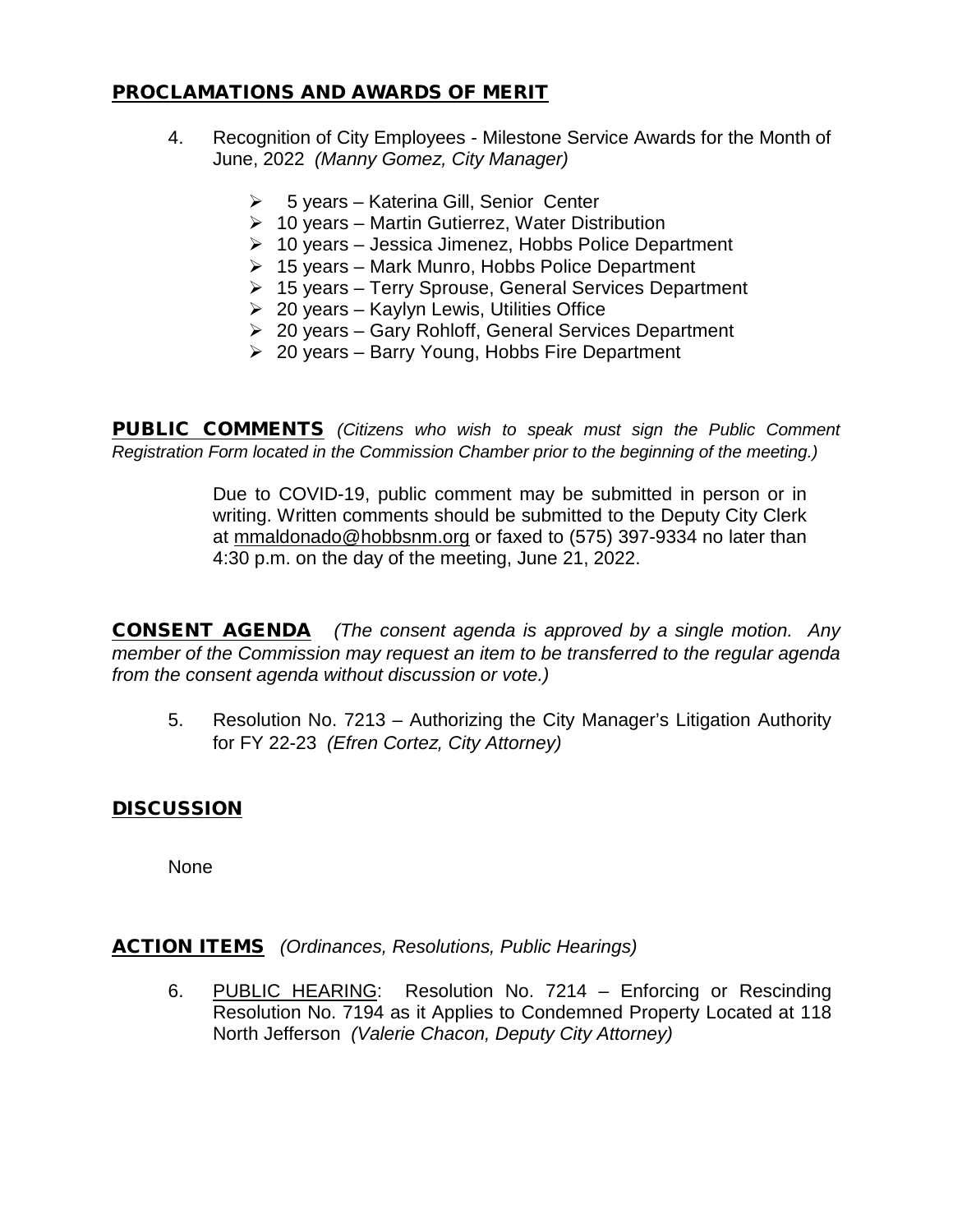## PROCLAMATIONS AND AWARDS OF MERIT

4. Recognition of City Employees - Milestone Service Awards for the Month of June, 2022 *(Manny Gomez, City Manager)*

   - 5 years – Katerina Gill, Senior Center
   - 10 years – Martin Gutierrez, Water Distribution
   - 10 years – Jessica Jimenez, Hobbs Police Department
   - 15 years – Mark Munro, Hobbs Police Department
   - 15 years – Terry Sprouse, General Services Department
   - 20 years – Kaylyn Lewis, Utilities Office
   - 20 years – Gary Rohloff, General Services Department
   - 20 years – Barry Young, Hobbs Fire Department

## PUBLIC COMMENTS *(Citizens who wish to speak must sign the Public Comment Registration Form located in the Commission Chamber prior to the beginning of the meeting.)*

Due to COVID-19, public comment may be submitted in person or in writing. Written comments should be submitted to the Deputy City Clerk at mmaldonado@hobbsnm.org or faxed to (575) 397-9334 no later than 4:30 p.m. on the day of the meeting, June 21, 2022.

## CONSENT AGENDA *(The consent agenda is approved by a single motion. Any member of the Commission may request an item to be transferred to the regular agenda from the consent agenda without discussion or vote.)*

5. Resolution No. 7213 – Authorizing the City Manager's Litigation Authority for FY 22-23 *(Efren Cortez, City Attorney)*

## DISCUSSION

None

## ACTION ITEMS *(Ordinances, Resolutions, Public Hearings)*

6. PUBLIC HEARING: Resolution No. 7214 – Enforcing or Rescinding Resolution No. 7194 as it Applies to Condemned Property Located at 118 North Jefferson *(Valerie Chacon, Deputy City Attorney)*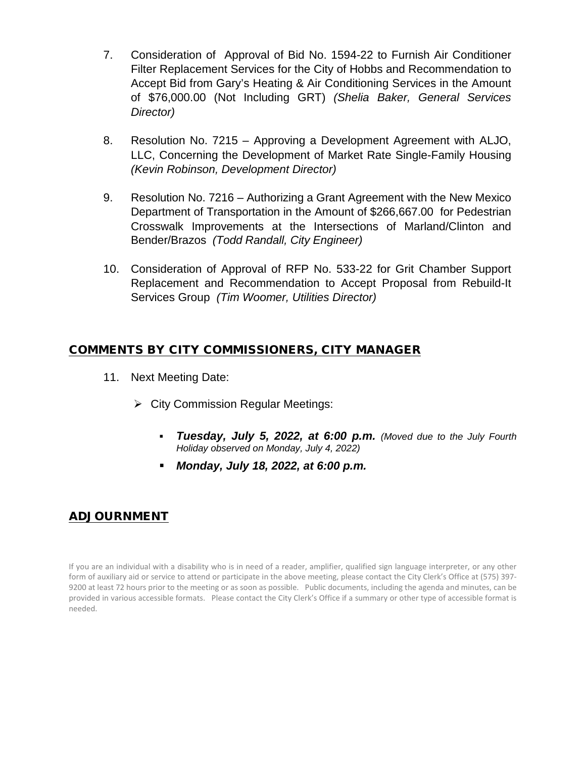7. Consideration of Approval of Bid No. 1594-22 to Furnish Air Conditioner Filter Replacement Services for the City of Hobbs and Recommendation to Accept Bid from Gary's Heating & Air Conditioning Services in the Amount of $76,000.00 (Not Including GRT) *(Shelia Baker, General Services Director)*

8. Resolution No. 7215 – Approving a Development Agreement with ALJO, LLC, Concerning the Development of Market Rate Single-Family Housing *(Kevin Robinson, Development Director)*

9. Resolution No. 7216 – Authorizing a Grant Agreement with the New Mexico Department of Transportation in the Amount of $266,667.00 for Pedestrian Crosswalk Improvements at the Intersections of Marland/Clinton and Bender/Brazos *(Todd Randall, City Engineer)*

10. Consideration of Approval of RFP No. 533-22 for Grit Chamber Support Replacement and Recommendation to Accept Proposal from Rebuild-It Services Group *(Tim Woomer, Utilities Director)*

## COMMENTS BY CITY COMMISSIONERS, CITY MANAGER

11. Next Meeting Date:

    - City Commission Regular Meetings:

        - ***Tuesday, July 5, 2022, at 6:00 p.m.*** *(Moved due to the July Fourth Holiday observed on Monday, July 4, 2022)*
        - ***Monday, July 18, 2022, at 6:00 p.m.***

## ADJOURNMENT

If you are an individual with a disability who is in need of a reader, amplifier, qualified sign language interpreter, or any other form of auxiliary aid or service to attend or participate in the above meeting, please contact the City Clerk's Office at (575) 397-9200 at least 72 hours prior to the meeting or as soon as possible. Public documents, including the agenda and minutes, can be provided in various accessible formats. Please contact the City Clerk's Office if a summary or other type of accessible format is needed.